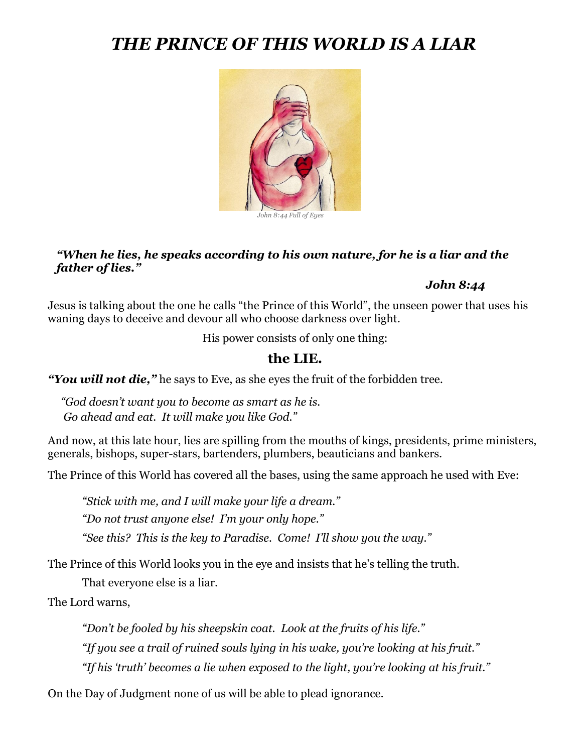# ***THE PRINCE OF THIS WORLD IS A LIAR***

*John 8:44 Full of Eyes*

***"When he lies, he speaks according to his own nature, for he is a liar and the father of lies."***

***John 8:44***

Jesus is talking about the one he calls "the Prince of this World", the unseen power that uses his waning days to deceive and devour all who choose darkness over light.

His power consists of only one thing:

## **the LIE.**

***"You will not die,"*** he says to Eve, as she eyes the fruit of the forbidden tree.

*"God doesn't want you to become as smart as he is.*
*Go ahead and eat. It will make you like God."*

And now, at this late hour, lies are spilling from the mouths of kings, presidents, prime ministers, generals, bishops, super-stars, bartenders, plumbers, beauticians and bankers.

The Prince of this World has covered all the bases, using the same approach he used with Eve:

*"Stick with me, and I will make your life a dream."*

*"Do not trust anyone else! I'm your only hope."*

*"See this? This is the key to Paradise. Come! I'll show you the way."*

The Prince of this World looks you in the eye and insists that he's telling the truth.

That everyone else is a liar.

The Lord warns,

*"Don't be fooled by his sheepskin coat. Look at the fruits of his life."*

*"If you see a trail of ruined souls lying in his wake, you're looking at his fruit."*

*"If his 'truth' becomes a lie when exposed to the light, you're looking at his fruit."*

On the Day of Judgment none of us will be able to plead ignorance.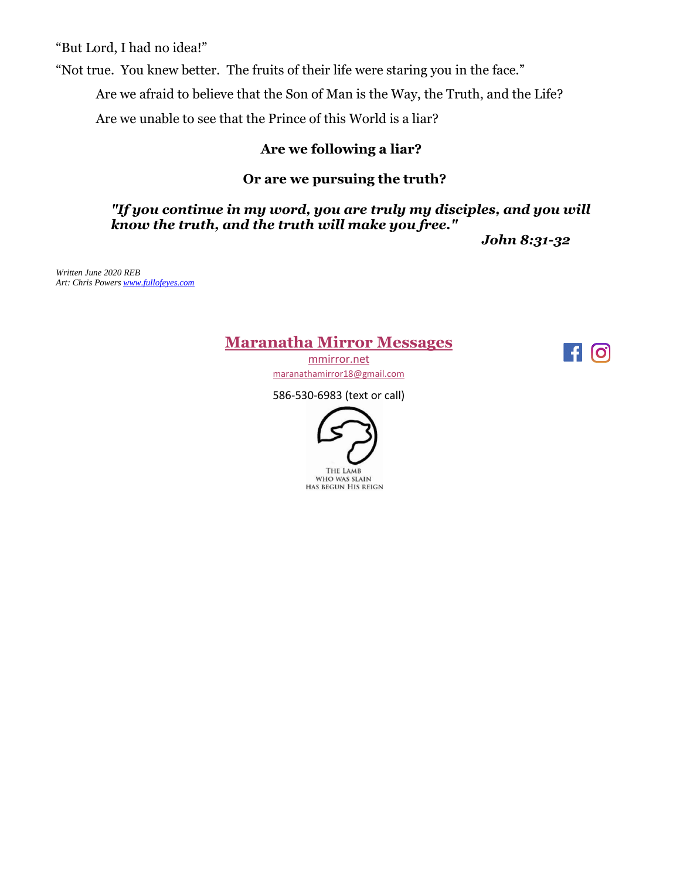"But Lord, I had no idea!"

"Not true. You knew better. The fruits of their life were staring you in the face."

Are we afraid to believe that the Son of Man is the Way, the Truth, and the Life?

Are we unable to see that the Prince of this World is a liar?

**Are we following a liar?**

**Or are we pursuing the truth?**

***"If you continue in my word, you are truly my disciples, and you will know the truth, and the truth will make you free."***

***John 8:31-32***

*Written June 2020 REB*
*Art: Chris Powers www.fullofeyes.com*

**Maranatha Mirror Messages**

mmirror.net

maranathamirror18@gmail.com

586-530-6983 (text or call)

THE LAMB
WHO WAS SLAIN
HAS BEGUN HIS REIGN